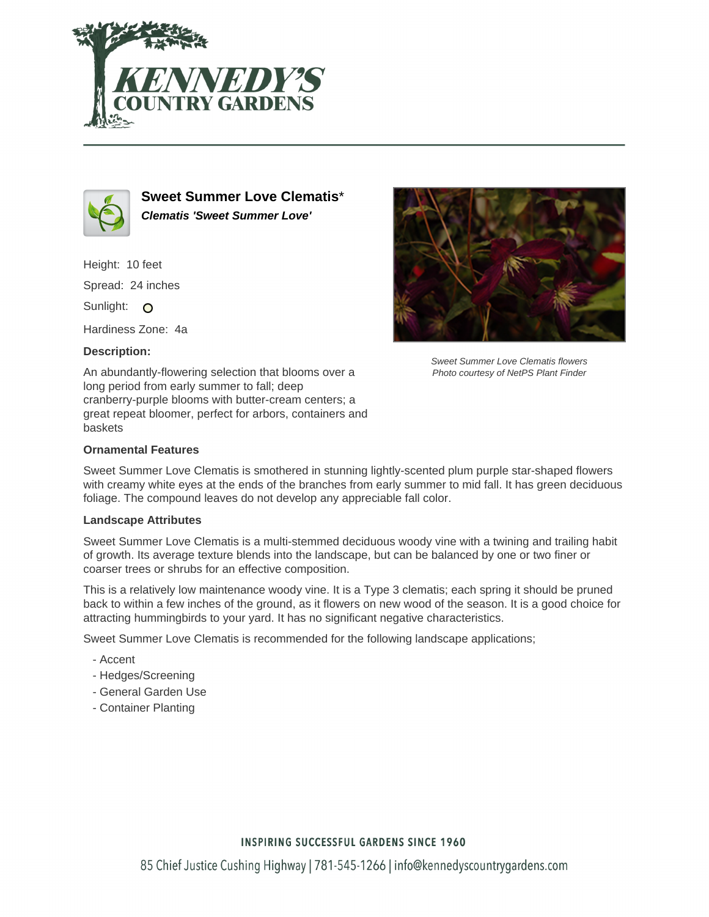# Sweet Summer Love Clematis*

***Clematis 'Sweet Summer Love'***

Height: 10 feet

Spread: 24 inches

Sunlight: 

Hardiness Zone: 4a

**Description:**

An abundantly-flowering selection that blooms over a long period from early summer to fall; deep cranberry-purple blooms with butter-cream centers; a great repeat bloomer, perfect for arbors, containers and baskets

*Sweet Summer Love Clematis flowers*
*Photo courtesy of NetPS Plant Finder*

### Ornamental Features

Sweet Summer Love Clematis is smothered in stunning lightly-scented plum purple star-shaped flowers with creamy white eyes at the ends of the branches from early summer to mid fall. It has green deciduous foliage. The compound leaves do not develop any appreciable fall color.

### Landscape Attributes

Sweet Summer Love Clematis is a multi-stemmed deciduous woody vine with a twining and trailing habit of growth. Its average texture blends into the landscape, but can be balanced by one or two finer or coarser trees or shrubs for an effective composition.

This is a relatively low maintenance woody vine. It is a Type 3 clematis; each spring it should be pruned back to within a few inches of the ground, as it flowers on new wood of the season. It is a good choice for attracting hummingbirds to your yard. It has no significant negative characteristics.

Sweet Summer Love Clematis is recommended for the following landscape applications;

- Accent
- Hedges/Screening
- General Garden Use
- Container Planting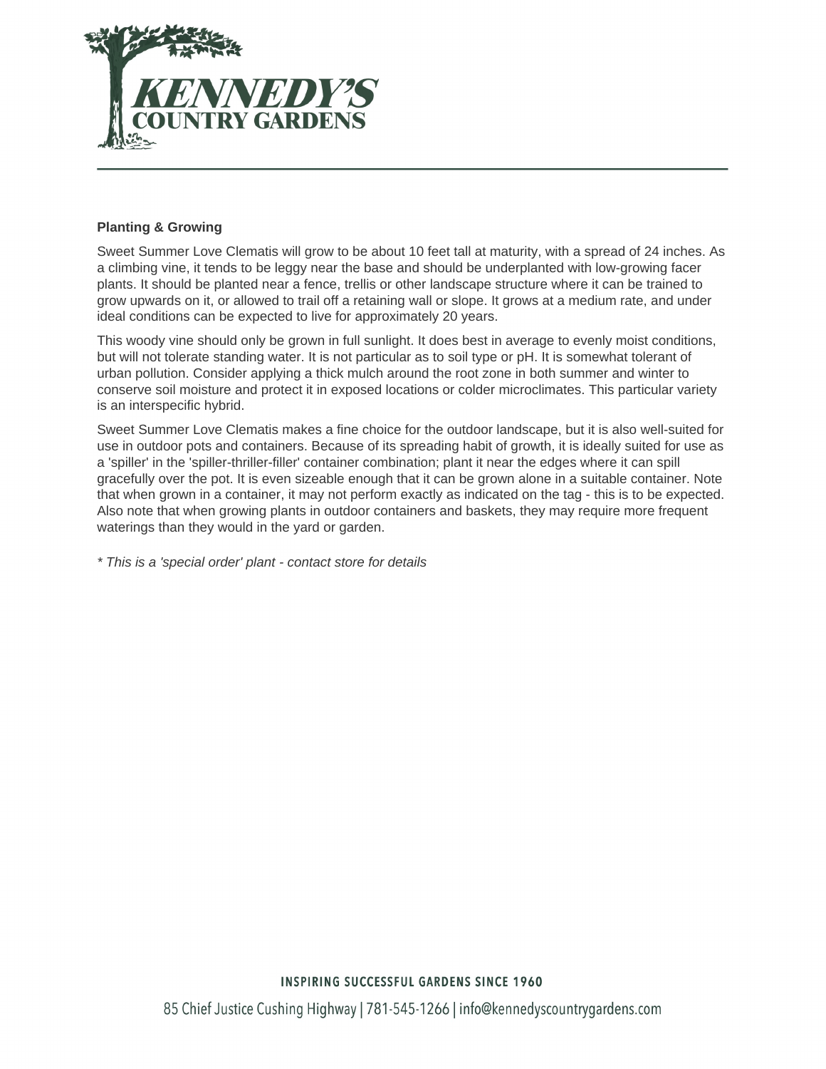**Planting & Growing**

Sweet Summer Love Clematis will grow to be about 10 feet tall at maturity, with a spread of 24 inches. As a climbing vine, it tends to be leggy near the base and should be underplanted with low-growing facer plants. It should be planted near a fence, trellis or other landscape structure where it can be trained to grow upwards on it, or allowed to trail off a retaining wall or slope. It grows at a medium rate, and under ideal conditions can be expected to live for approximately 20 years.

This woody vine should only be grown in full sunlight. It does best in average to evenly moist conditions, but will not tolerate standing water. It is not particular as to soil type or pH. It is somewhat tolerant of urban pollution. Consider applying a thick mulch around the root zone in both summer and winter to conserve soil moisture and protect it in exposed locations or colder microclimates. This particular variety is an interspecific hybrid.

Sweet Summer Love Clematis makes a fine choice for the outdoor landscape, but it is also well-suited for use in outdoor pots and containers. Because of its spreading habit of growth, it is ideally suited for use as a 'spiller' in the 'spiller-thriller-filler' container combination; plant it near the edges where it can spill gracefully over the pot. It is even sizeable enough that it can be grown alone in a suitable container. Note that when grown in a container, it may not perform exactly as indicated on the tag - this is to be expected. Also note that when growing plants in outdoor containers and baskets, they may require more frequent waterings than they would in the yard or garden.

*\* This is a 'special order' plant - contact store for details*